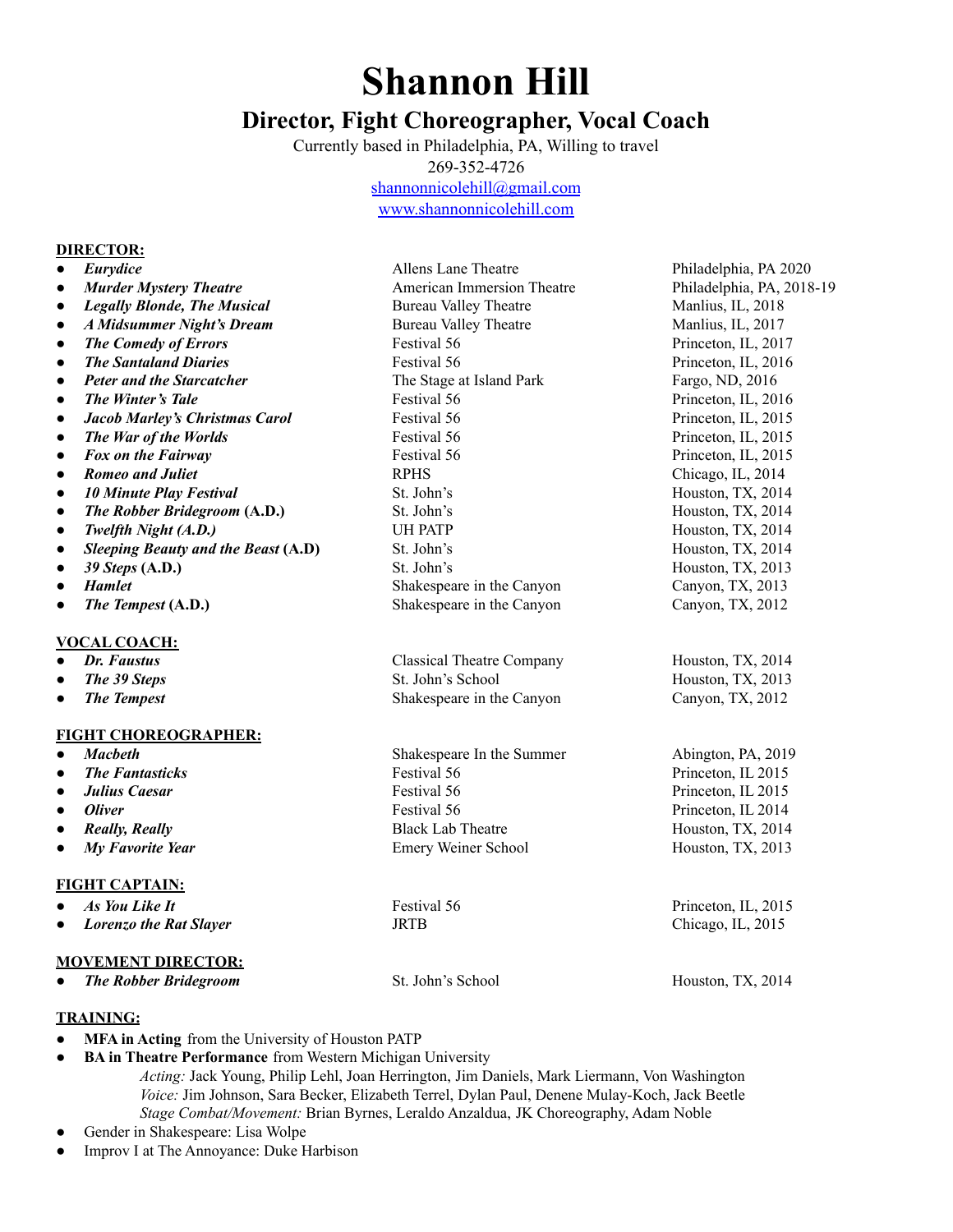# Shannon Hill

## Director, Fight Choreographer, Vocal Coach

Currently based in Philadelphia, PA, Willing to travel
269-352-4726
shannonnicolehill@gmail.com
www.shannonnicolehill.com

**DIRECTOR:**

| | | |
|---|---|---|
| ***Eurydice*** | Allens Lane Theatre | Philadelphia, PA 2020 |
| ***Murder Mystery Theatre*** | American Immersion Theatre | Philadelphia, PA, 2018-19 |
| ***Legally Blonde, The Musical*** | Bureau Valley Theatre | Manlius, IL, 2018 |
| ***A Midsummer Night's Dream*** | Bureau Valley Theatre | Manlius, IL, 2017 |
| ***The Comedy of Errors*** | Festival 56 | Princeton, IL, 2017 |
| ***The Santaland Diaries*** | Festival 56 | Princeton, IL, 2016 |
| ***Peter and the Starcatcher*** | The Stage at Island Park | Fargo, ND, 2016 |
| ***The Winter's Tale*** | Festival 56 | Princeton, IL, 2016 |
| ***Jacob Marley's Christmas Carol*** | Festival 56 | Princeton, IL, 2015 |
| ***The War of the Worlds*** | Festival 56 | Princeton, IL, 2015 |
| ***Fox on the Fairway*** | Festival 56 | Princeton, IL, 2015 |
| ***Romeo and Juliet*** | RPHS | Chicago, IL, 2014 |
| ***10 Minute Play Festival*** | St. John's | Houston, TX, 2014 |
| ***The Robber Bridegroom*** **(A.D.)** | St. John's | Houston, TX, 2014 |
| ***Twelfth Night (A.D.)*** | UH PATP | Houston, TX, 2014 |
| ***Sleeping Beauty and the Beast*** **(A.D)** | St. John's | Houston, TX, 2014 |
| ***39 Steps*** **(A.D.)** | St. John's | Houston, TX, 2013 |
| ***Hamlet*** | Shakespeare in the Canyon | Canyon, TX, 2013 |
| ***The Tempest*** **(A.D.)** | Shakespeare in the Canyon | Canyon, TX, 2012 |

**VOCAL COACH:**

| | | |
|---|---|---|
| ***Dr. Faustus*** | Classical Theatre Company | Houston, TX, 2014 |
| ***The 39 Steps*** | St. John's School | Houston, TX, 2013 |
| ***The Tempest*** | Shakespeare in the Canyon | Canyon, TX, 2012 |

**FIGHT CHOREOGRAPHER:**

| | | |
|---|---|---|
| ***Macbeth*** | Shakespeare In the Summer | Abington, PA, 2019 |
| ***The Fantasticks*** | Festival 56 | Princeton, IL 2015 |
| ***Julius Caesar*** | Festival 56 | Princeton, IL 2015 |
| ***Oliver*** | Festival 56 | Princeton, IL 2014 |
| ***Really, Really*** | Black Lab Theatre | Houston, TX, 2014 |
| ***My Favorite Year*** | Emery Weiner School | Houston, TX, 2013 |

**FIGHT CAPTAIN:**

| | | |
|---|---|---|
| ***As You Like It*** | Festival 56 | Princeton, IL, 2015 |
| ***Lorenzo the Rat Slayer*** | JRTB | Chicago, IL, 2015 |

**MOVEMENT DIRECTOR:**

| | | |
|---|---|---|
| ***The Robber Bridegroom*** | St. John's School | Houston, TX, 2014 |

**TRAINING:**

- **MFA in Acting** from the University of Houston PATP
- **BA in Theatre Performance** from Western Michigan University
  - *Acting:* Jack Young, Philip Lehl, Joan Herrington, Jim Daniels, Mark Liermann, Von Washington
  - *Voice:* Jim Johnson, Sara Becker, Elizabeth Terrel, Dylan Paul, Denene Mulay-Koch, Jack Beetle
  - *Stage Combat/Movement:* Brian Byrnes, Leraldo Anzaldua, JK Choreography, Adam Noble
- Gender in Shakespeare: Lisa Wolpe
- Improv I at The Annoyance: Duke Harbison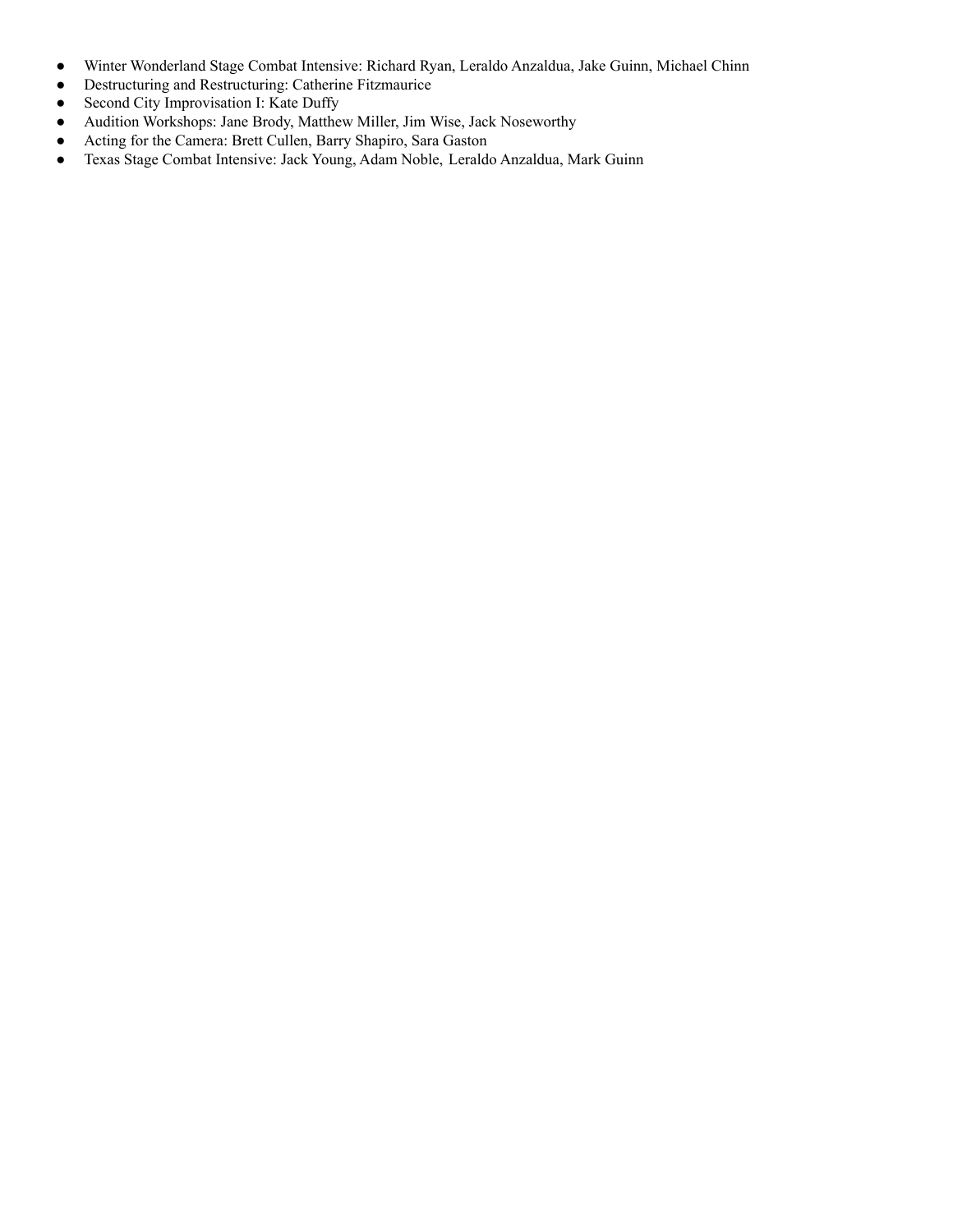- Winter Wonderland Stage Combat Intensive: Richard Ryan, Leraldo Anzaldua, Jake Guinn, Michael Chinn
- Destructuring and Restructuring: Catherine Fitzmaurice
- Second City Improvisation I: Kate Duffy
- Audition Workshops: Jane Brody, Matthew Miller, Jim Wise, Jack Noseworthy
- Acting for the Camera: Brett Cullen, Barry Shapiro, Sara Gaston
- Texas Stage Combat Intensive: Jack Young, Adam Noble, Leraldo Anzaldua, Mark Guinn